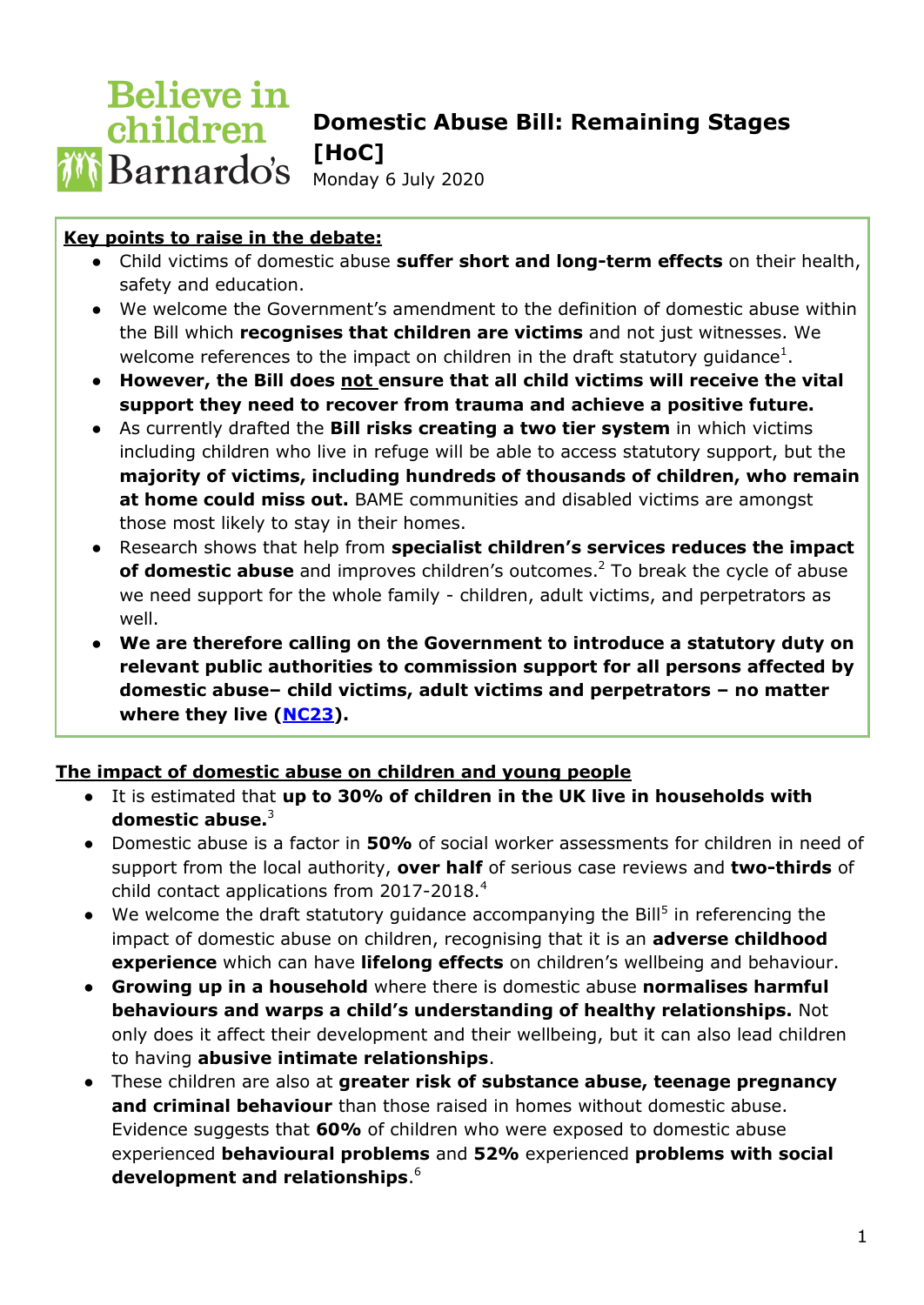Believe in children Barnardo's

# Domestic Abuse Bill: Remaining Stages [HoC]

Monday 6 July 2020

**Key points to raise in the debate:**

- Child victims of domestic abuse **suffer short and long-term effects** on their health, safety and education.
- We welcome the Government's amendment to the definition of domestic abuse within the Bill which **recognises that children are victims** and not just witnesses. We welcome references to the impact on children in the draft statutory guidance[1].
- **However, the Bill does not ensure that all child victims will receive the vital support they need to recover from trauma and achieve a positive future.**
- As currently drafted the **Bill risks creating a two tier system** in which victims including children who live in refuge will be able to access statutory support, but the **majority of victims, including hundreds of thousands of children, who remain at home could miss out.** BAME communities and disabled victims are amongst those most likely to stay in their homes.
- Research shows that help from **specialist children's services reduces the impact of domestic abuse** and improves children's outcomes.[2] To break the cycle of abuse we need support for the whole family - children, adult victims, and perpetrators as well.
- **We are therefore calling on the Government to introduce a statutory duty on relevant public authorities to commission support for all persons affected by domestic abuse– child victims, adult victims and perpetrators – no matter where they live (NC23).**

## The impact of domestic abuse on children and young people

- It is estimated that **up to 30% of children in the UK live in households with domestic abuse.**[3]
- Domestic abuse is a factor in **50%** of social worker assessments for children in need of support from the local authority, **over half** of serious case reviews and **two-thirds** of child contact applications from 2017-2018.[4]
- We welcome the draft statutory guidance accompanying the Bill[5] in referencing the impact of domestic abuse on children, recognising that it is an **adverse childhood experience** which can have **lifelong effects** on children's wellbeing and behaviour.
- **Growing up in a household** where there is domestic abuse **normalises harmful behaviours and warps a child's understanding of healthy relationships.** Not only does it affect their development and their wellbeing, but it can also lead children to having **abusive intimate relationships**.
- These children are also at **greater risk of substance abuse, teenage pregnancy and criminal behaviour** than those raised in homes without domestic abuse. Evidence suggests that **60%** of children who were exposed to domestic abuse experienced **behavioural problems** and **52%** experienced **problems with social development and relationships**.[6]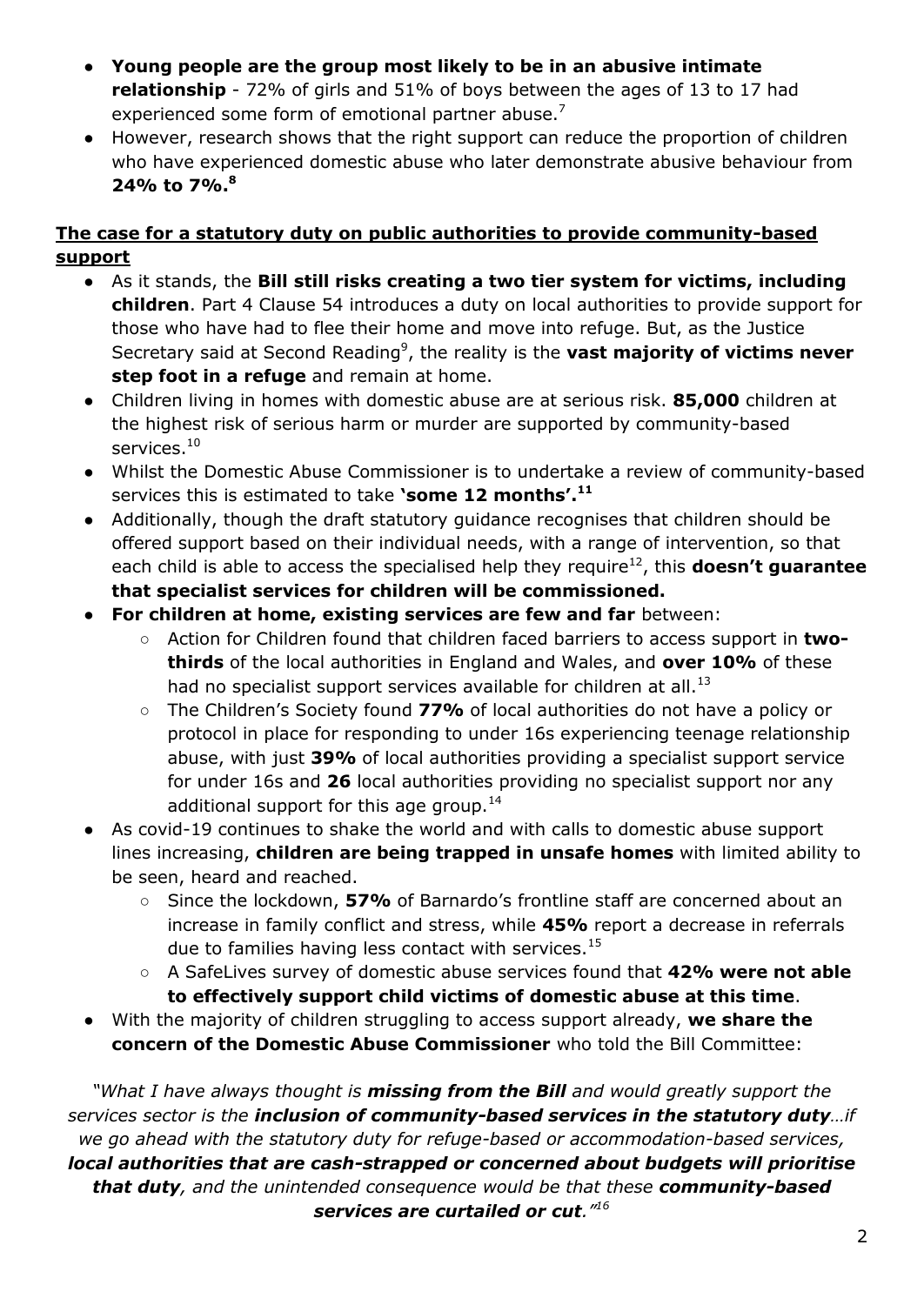- **Young people are the group most likely to be in an abusive intimate relationship** - 72% of girls and 51% of boys between the ages of 13 to 17 had experienced some form of emotional partner abuse.[7]
- However, research shows that the right support can reduce the proportion of children who have experienced domestic abuse who later demonstrate abusive behaviour from **24% to 7%.[8]**

**The case for a statutory duty on public authorities to provide community-based support**

- As it stands, the **Bill still risks creating a two tier system for victims, including children**. Part 4 Clause 54 introduces a duty on local authorities to provide support for those who have had to flee their home and move into refuge. But, as the Justice Secretary said at Second Reading[9], the reality is the **vast majority of victims never step foot in a refuge** and remain at home.
- Children living in homes with domestic abuse are at serious risk. **85,000** children at the highest risk of serious harm or murder are supported by community-based services.[10]
- Whilst the Domestic Abuse Commissioner is to undertake a review of community-based services this is estimated to take **'some 12 months'.[11]**
- Additionally, though the draft statutory guidance recognises that children should be offered support based on their individual needs, with a range of intervention, so that each child is able to access the specialised help they require[12], this **doesn't guarantee that specialist services for children will be commissioned.**
- **For children at home, existing services are few and far** between:
  - Action for Children found that children faced barriers to access support in **two-thirds** of the local authorities in England and Wales, and **over 10%** of these had no specialist support services available for children at all.[13]
  - The Children's Society found **77%** of local authorities do not have a policy or protocol in place for responding to under 16s experiencing teenage relationship abuse, with just **39%** of local authorities providing a specialist support service for under 16s and **26** local authorities providing no specialist support nor any additional support for this age group.[14]
- As covid-19 continues to shake the world and with calls to domestic abuse support lines increasing, **children are being trapped in unsafe homes** with limited ability to be seen, heard and reached.
  - Since the lockdown, **57%** of Barnardo's frontline staff are concerned about an increase in family conflict and stress, while **45%** report a decrease in referrals due to families having less contact with services.[15]
  - A SafeLives survey of domestic abuse services found that **42% were not able to effectively support child victims of domestic abuse at this time**.
- With the majority of children struggling to access support already, **we share the concern of the Domestic Abuse Commissioner** who told the Bill Committee:

*"What I have always thought is **missing from the Bill** and would greatly support the services sector is the **inclusion of community-based services in the statutory duty**…if we go ahead with the statutory duty for refuge-based or accommodation-based services, **local authorities that are cash-strapped or concerned about budgets will prioritise that duty**, and the unintended consequence would be that these **community-based services are curtailed or cut**."[16]*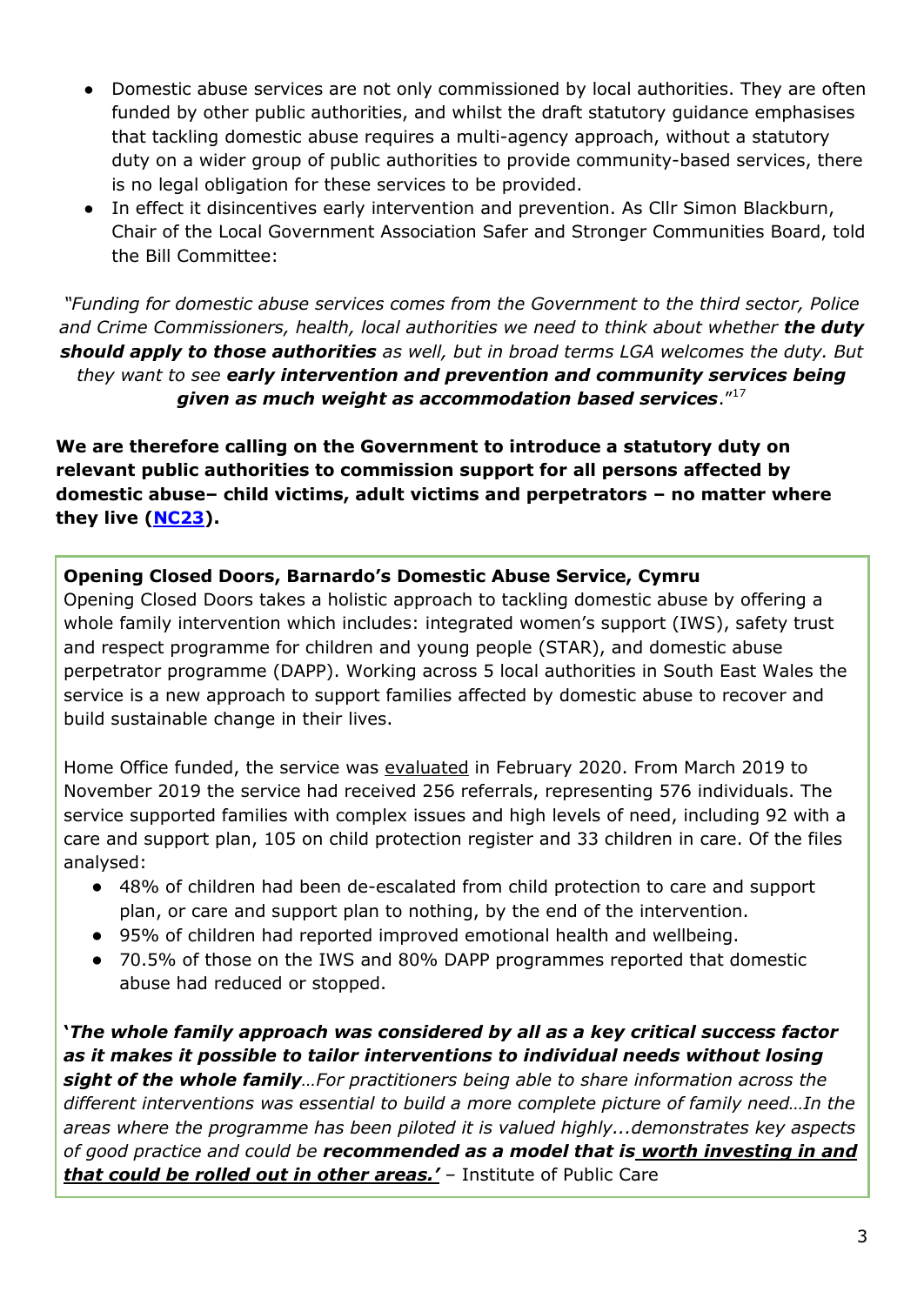- Domestic abuse services are not only commissioned by local authorities. They are often funded by other public authorities, and whilst the draft statutory guidance emphasises that tackling domestic abuse requires a multi-agency approach, without a statutory duty on a wider group of public authorities to provide community-based services, there is no legal obligation for these services to be provided.
- In effect it disincentives early intervention and prevention. As Cllr Simon Blackburn, Chair of the Local Government Association Safer and Stronger Communities Board, told the Bill Committee:

*"Funding for domestic abuse services comes from the Government to the third sector, Police and Crime Commissioners, health, local authorities we need to think about whether* ***the duty should apply to those authorities*** *as well, but in broad terms LGA welcomes the duty. But they want to see* ***early intervention and prevention and community services being given as much weight as accommodation based services****."*[17]

**We are therefore calling on the Government to introduce a statutory duty on relevant public authorities to commission support for all persons affected by domestic abuse– child victims, adult victims and perpetrators – no matter where they live (NC23).**

**Opening Closed Doors, Barnardo's Domestic Abuse Service, Cymru**

Opening Closed Doors takes a holistic approach to tackling domestic abuse by offering a whole family intervention which includes: integrated women's support (IWS), safety trust and respect programme for children and young people (STAR), and domestic abuse perpetrator programme (DAPP). Working across 5 local authorities in South East Wales the service is a new approach to support families affected by domestic abuse to recover and build sustainable change in their lives.

Home Office funded, the service was evaluated in February 2020. From March 2019 to November 2019 the service had received 256 referrals, representing 576 individuals. The service supported families with complex issues and high levels of need, including 92 with a care and support plan, 105 on child protection register and 33 children in care. Of the files analysed:

- 48% of children had been de-escalated from child protection to care and support plan, or care and support plan to nothing, by the end of the intervention.
- 95% of children had reported improved emotional health and wellbeing.
- 70.5% of those on the IWS and 80% DAPP programmes reported that domestic abuse had reduced or stopped.

***'The whole family approach was considered by all as a key critical success factor as it makes it possible to tailor interventions to individual needs without losing sight of the whole family****…For practitioners being able to share information across the different interventions was essential to build a more complete picture of family need…In the areas where the programme has been piloted it is valued highly...demonstrates key aspects of good practice and could be* ***recommended as a model that is worth investing in and that could be rolled out in other areas.'*** – Institute of Public Care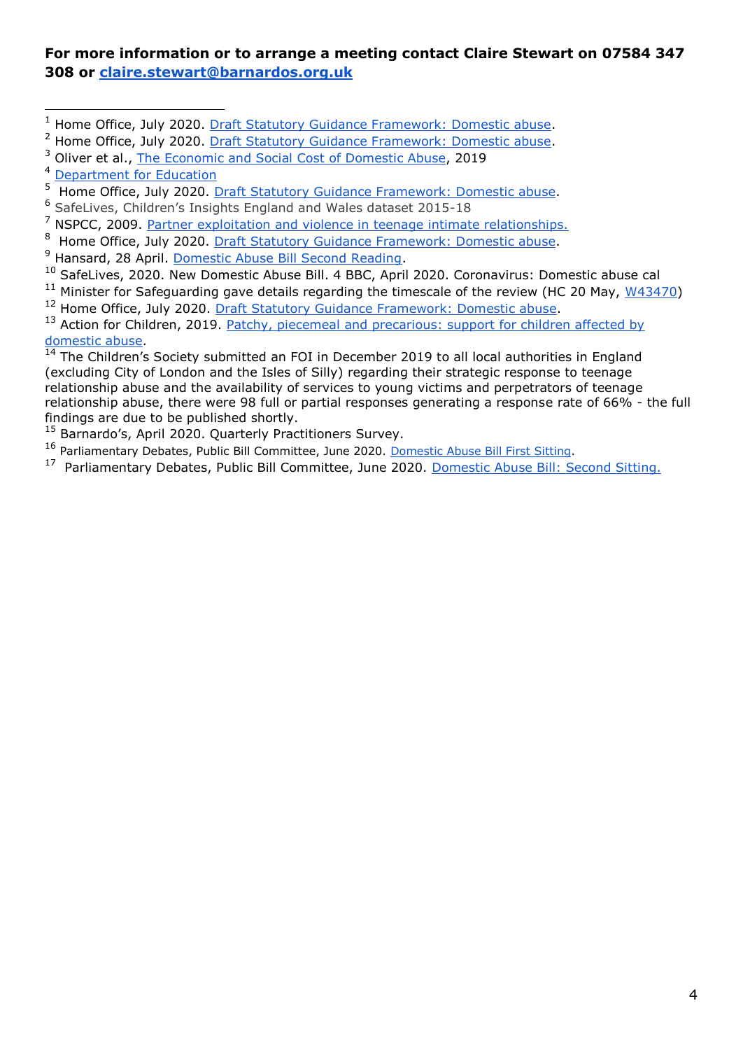**For more information or to arrange a meeting contact Claire Stewart on 07584 347 308 or [claire.stewart@barnardos.org.uk](mailto:claire.stewart@barnardos.org.uk)**

---

[1] Home Office, July 2020. Draft Statutory Guidance Framework: Domestic abuse.
[2] Home Office, July 2020. Draft Statutory Guidance Framework: Domestic abuse.
[3] Oliver et al., The Economic and Social Cost of Domestic Abuse, 2019
[4] Department for Education
[5] Home Office, July 2020. Draft Statutory Guidance Framework: Domestic abuse.
[6] SafeLives, Children's Insights England and Wales dataset 2015-18
[7] NSPCC, 2009. Partner exploitation and violence in teenage intimate relationships.
[8] Home Office, July 2020. Draft Statutory Guidance Framework: Domestic abuse.
[9] Hansard, 28 April. Domestic Abuse Bill Second Reading.
[10] SafeLives, 2020. New Domestic Abuse Bill. 4 BBC, April 2020. Coronavirus: Domestic abuse cal
[11] Minister for Safeguarding gave details regarding the timescale of the review (HC 20 May, W43470)
[12] Home Office, July 2020. Draft Statutory Guidance Framework: Domestic abuse.
[13] Action for Children, 2019. Patchy, piecemeal and precarious: support for children affected by domestic abuse.
[14] The Children's Society submitted an FOI in December 2019 to all local authorities in England (excluding City of London and the Isles of Silly) regarding their strategic response to teenage relationship abuse and the availability of services to young victims and perpetrators of teenage relationship abuse, there were 98 full or partial responses generating a response rate of 66% - the full findings are due to be published shortly.
[15] Barnardo's, April 2020. Quarterly Practitioners Survey.
[16] Parliamentary Debates, Public Bill Committee, June 2020. Domestic Abuse Bill First Sitting.
[17] Parliamentary Debates, Public Bill Committee, June 2020. Domestic Abuse Bill: Second Sitting.